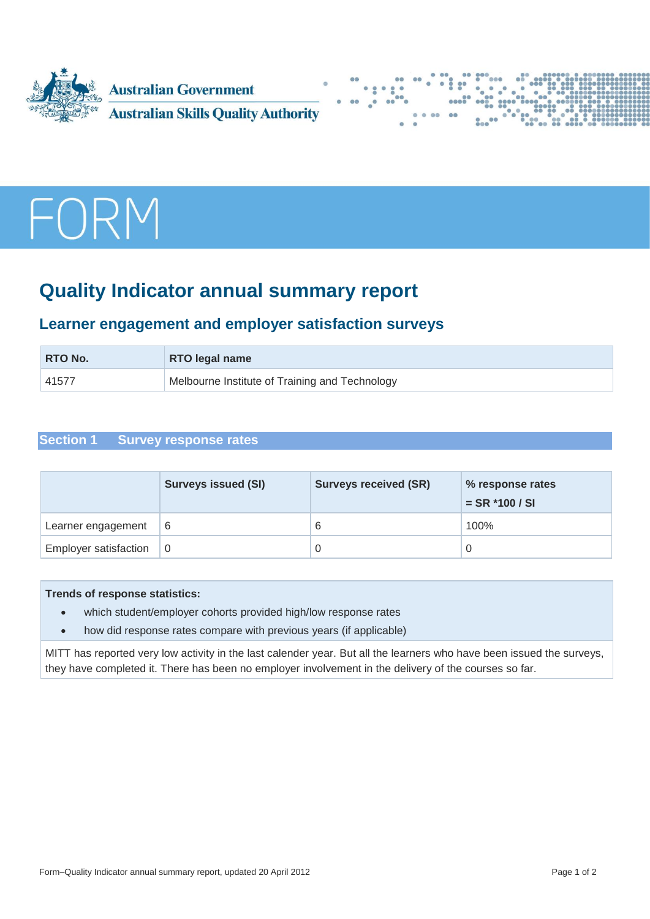Australian Government

Australian Skills Quality Authority

# FORM

## Quality Indicator annual summary report

### Learner engagement and employer satisfaction surveys

| RTO No. | RTO legal name |
| --- | --- |
| 41577 | Melbourne Institute of Training and Technology |

### Section 1 Survey response rates

| | Surveys issued (SI) | Surveys received (SR) | % response rates = SR *100 / SI |
| --- | --- | --- | --- |
| Learner engagement | 6 | 6 | 100% |
| Employer satisfaction | 0 | 0 | 0 |

**Trends of response statistics:**

- which student/employer cohorts provided high/low response rates
- how did response rates compare with previous years (if applicable)

MITT has reported very low activity in the last calender year. But all the learners who have been issued the surveys, they have completed it. There has been no employer involvement in the delivery of the courses so far.

Form–Quality Indicator annual summary report, updated 20 April 2012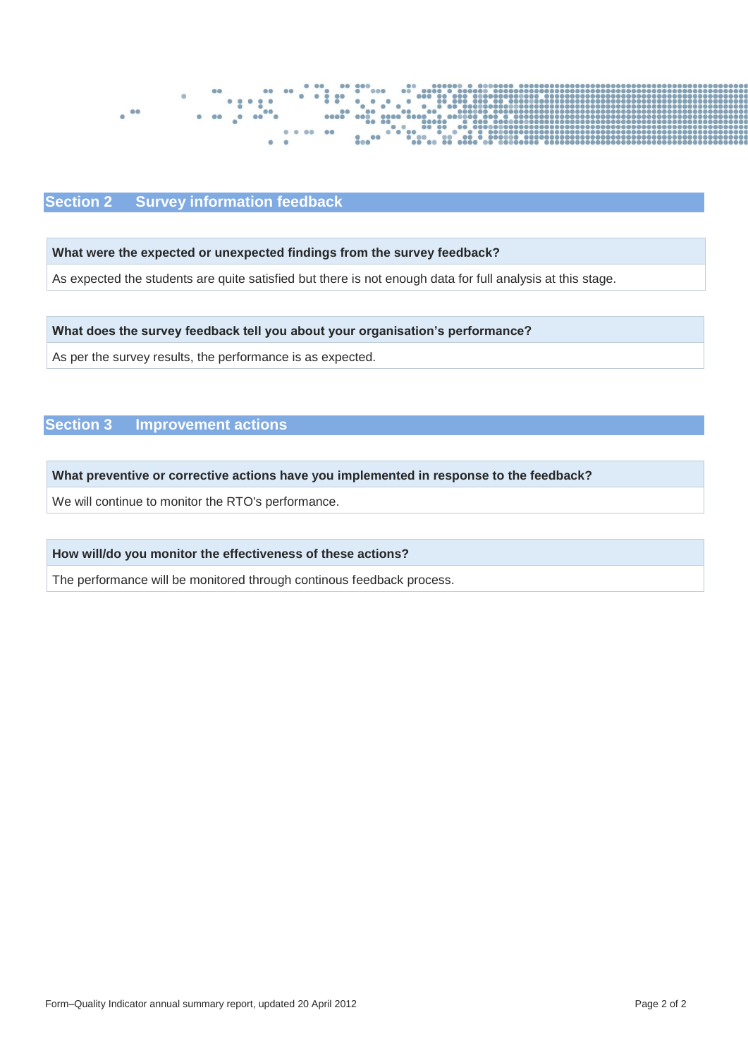## Section 2 Survey information feedback

**What were the expected or unexpected findings from the survey feedback?**

As expected the students are quite satisfied but there is not enough data for full analysis at this stage.

**What does the survey feedback tell you about your organisation's performance?**

As per the survey results, the performance is as expected.

## Section 3 Improvement actions

**What preventive or corrective actions have you implemented in response to the feedback?**

We will continue to monitor the RTO's performance.

**How will/do you monitor the effectiveness of these actions?**

The performance will be monitored through continous feedback process.